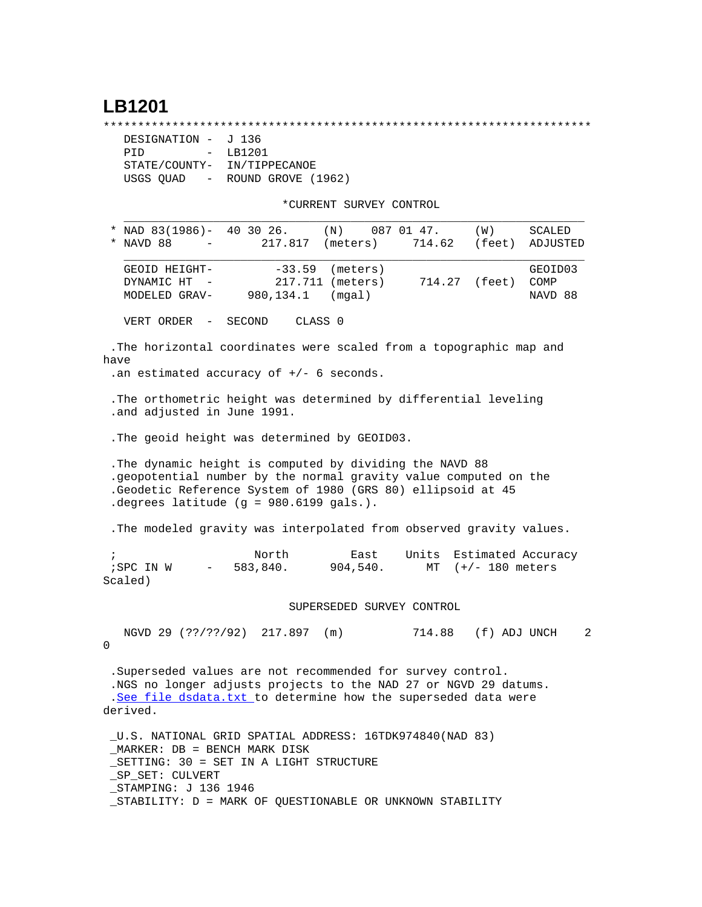# LB1201

```
***********************************************************************
   DESIGNATION -  J 136
   PID         -  LB1201
   STATE/COUNTY-  IN/TIPPECANOE
   USGS QUAD   -  ROUND GROVE (1962)

                              *CURRENT SURVEY CONTROL
   ___________________________________________________________________
 * NAD 83(1986)-  40 30 26.     (N)    087 01 47.     (W)     SCALED
 * NAVD 88     -       217.817  (meters)     714.62   (feet)  ADJUSTED
   ___________________________________________________________________
   GEOID HEIGHT-        -33.59  (meters)                      GEOID03
   DYNAMIC HT  -        217.711 (meters)      714.27  (feet)  COMP
   MODELED GRAV-    980,134.1   (mgal)                        NAVD 88

   VERT ORDER  -  SECOND    CLASS 0

 .The horizontal coordinates were scaled from a topographic map and
have
 .an estimated accuracy of +/- 6 seconds.

 .The orthometric height was determined by differential leveling
 .and adjusted in June 1991.

 .The geoid height was determined by GEOID03.

 .The dynamic height is computed by dividing the NAVD 88
 .geopotential number by the normal gravity value computed on the
 .Geodetic Reference System of 1980 (GRS 80) ellipsoid at 45
 .degrees latitude (g = 980.6199 gals.).

 .The modeled gravity was interpolated from observed gravity values.

 ;                    North         East     Units  Estimated Accuracy
 ;SPC IN W     -   583,840.      904,540.     MT  (+/- 180 meters
Scaled)

                               SUPERSEDED SURVEY CONTROL

   NGVD 29 (??/??/92)  217.897  (m)          714.88   (f) ADJ UNCH    2
0

 .Superseded values are not recommended for survey control.
 .NGS no longer adjusts projects to the NAD 27 or NGVD 29 datums.
 .See file dsdata.txt to determine how the superseded data were
derived.

 _U.S. NATIONAL GRID SPATIAL ADDRESS: 16TDK974840(NAD 83)
 _MARKER: DB = BENCH MARK DISK
 _SETTING: 30 = SET IN A LIGHT STRUCTURE
 _SP_SET: CULVERT
 _STAMPING: J 136 1946
 _STABILITY: D = MARK OF QUESTIONABLE OR UNKNOWN STABILITY
```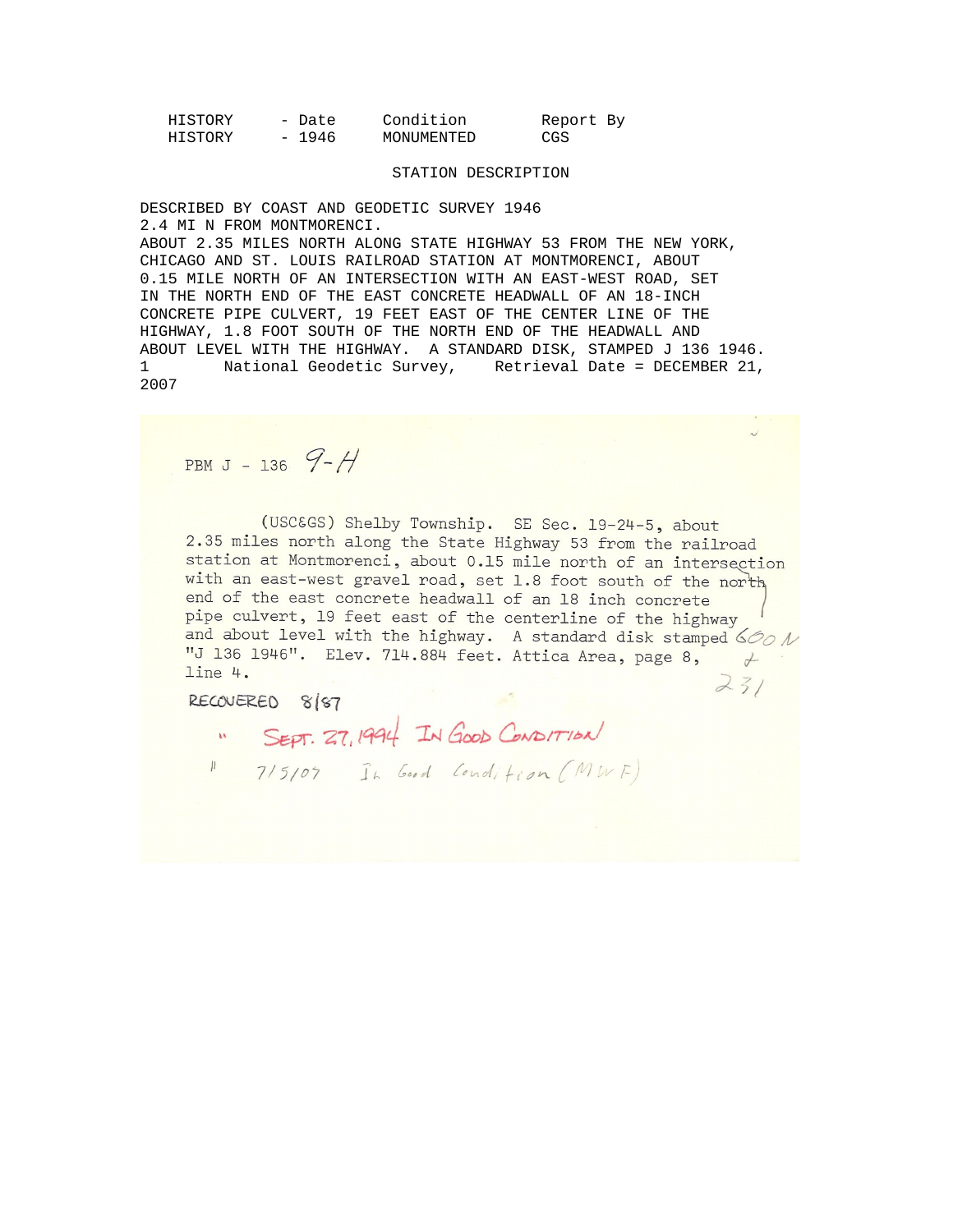| HISTORY | - Date | Condition | Report By |
|---|---|---|---|
| HISTORY | - 1946 | MONUMENTED | CGS |

STATION DESCRIPTION

DESCRIBED BY COAST AND GEODETIC SURVEY 1946
2.4 MI N FROM MONTMORENCI.
ABOUT 2.35 MILES NORTH ALONG STATE HIGHWAY 53 FROM THE NEW YORK, CHICAGO AND ST. LOUIS RAILROAD STATION AT MONTMORENCI, ABOUT 0.15 MILE NORTH OF AN INTERSECTION WITH AN EAST-WEST ROAD, SET IN THE NORTH END OF THE EAST CONCRETE HEADWALL OF AN 18-INCH CONCRETE PIPE CULVERT, 19 FEET EAST OF THE CENTER LINE OF THE HIGHWAY, 1.8 FOOT SOUTH OF THE NORTH END OF THE HEADWALL AND ABOUT LEVEL WITH THE HIGHWAY. A STANDARD DISK, STAMPED J 136 1946.

National Geodetic Survey, Retrieval Date = DECEMBER 21, 2007

PBM J - 136 9-H

(USC&GS) Shelby Township. SE Sec. 19-24-5, about 2.35 miles north along the State Highway 53 from the railroad station at Montmorenci, about 0.15 mile north of an intersection with an east-west gravel road, set 1.8 foot south of the north end of the east concrete headwall of an 18 inch concrete pipe culvert, 19 feet east of the centerline of the highway and about level with the highway. A standard disk stamped "J 136 1946". Elev. 714.884 feet. Attica Area, page 8, line 4.

600 N
&
231

RECOVERED 8/87
" SEPT. 27, 1994 IN GOOD CONDITION
" 7/5/07 In Good Condition (MWF)